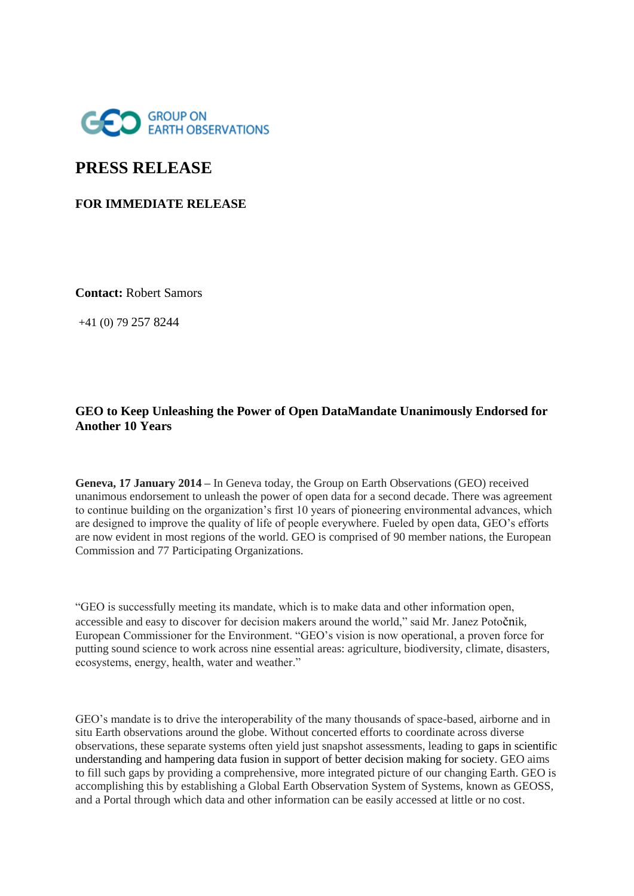GROUP ON EARTH OBSERVATIONS

# PRESS RELEASE

**FOR IMMEDIATE RELEASE**

**Contact:** Robert Samors

+41 (0) 79 257 8244

**GEO to Keep Unleashing the Power of Open DataMandate Unanimously Endorsed for Another 10 Years**

**Geneva, 17 January 2014 –** In Geneva today, the Group on Earth Observations (GEO) received unanimous endorsement to unleash the power of open data for a second decade. There was agreement to continue building on the organization's first 10 years of pioneering environmental advances, which are designed to improve the quality of life of people everywhere. Fueled by open data, GEO's efforts are now evident in most regions of the world. GEO is comprised of 90 member nations, the European Commission and 77 Participating Organizations.

"GEO is successfully meeting its mandate, which is to make data and other information open, accessible and easy to discover for decision makers around the world," said Mr. Janez Potočnik, European Commissioner for the Environment. "GEO's vision is now operational, a proven force for putting sound science to work across nine essential areas: agriculture, biodiversity, climate, disasters, ecosystems, energy, health, water and weather."

GEO's mandate is to drive the interoperability of the many thousands of space-based, airborne and in situ Earth observations around the globe. Without concerted efforts to coordinate across diverse observations, these separate systems often yield just snapshot assessments, leading to gaps in scientific understanding and hampering data fusion in support of better decision making for society. GEO aims to fill such gaps by providing a comprehensive, more integrated picture of our changing Earth. GEO is accomplishing this by establishing a Global Earth Observation System of Systems, known as GEOSS, and a Portal through which data and other information can be easily accessed at little or no cost.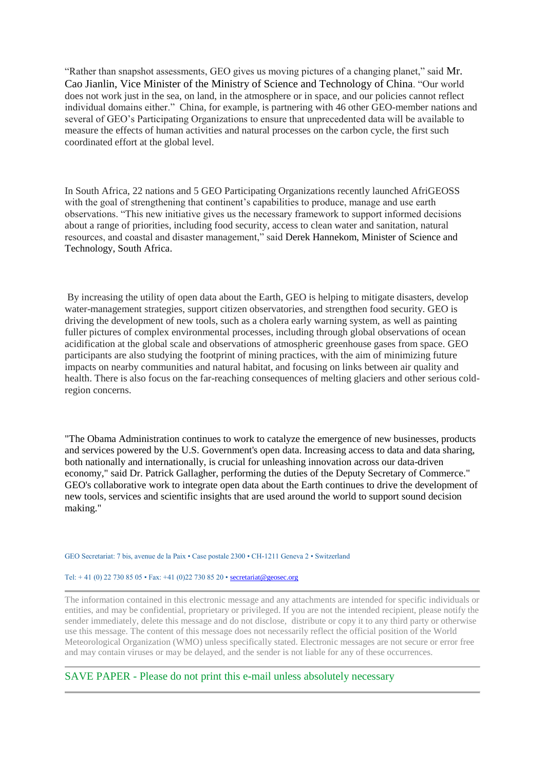"Rather than snapshot assessments, GEO gives us moving pictures of a changing planet," said Mr. Cao Jianlin, Vice Minister of the Ministry of Science and Technology of China. "Our world does not work just in the sea, on land, in the atmosphere or in space, and our policies cannot reflect individual domains either." China, for example, is partnering with 46 other GEO-member nations and several of GEO's Participating Organizations to ensure that unprecedented data will be available to measure the effects of human activities and natural processes on the carbon cycle, the first such coordinated effort at the global level.

In South Africa, 22 nations and 5 GEO Participating Organizations recently launched AfriGEOSS with the goal of strengthening that continent's capabilities to produce, manage and use earth observations. "This new initiative gives us the necessary framework to support informed decisions about a range of priorities, including food security, access to clean water and sanitation, natural resources, and coastal and disaster management," said Derek Hannekom, Minister of Science and Technology, South Africa.

By increasing the utility of open data about the Earth, GEO is helping to mitigate disasters, develop water-management strategies, support citizen observatories, and strengthen food security. GEO is driving the development of new tools, such as a cholera early warning system, as well as painting fuller pictures of complex environmental processes, including through global observations of ocean acidification at the global scale and observations of atmospheric greenhouse gases from space. GEO participants are also studying the footprint of mining practices, with the aim of minimizing future impacts on nearby communities and natural habitat, and focusing on links between air quality and health. There is also focus on the far-reaching consequences of melting glaciers and other serious cold-region concerns.

"The Obama Administration continues to work to catalyze the emergence of new businesses, products and services powered by the U.S. Government's open data. Increasing access to data and data sharing, both nationally and internationally, is crucial for unleashing innovation across our data-driven economy," said Dr. Patrick Gallagher, performing the duties of the Deputy Secretary of Commerce." GEO's collaborative work to integrate open data about the Earth continues to drive the development of new tools, services and scientific insights that are used around the world to support sound decision making."

GEO Secretariat: 7 bis, avenue de la Paix • Case postale 2300 • CH-1211 Geneva 2 • Switzerland

Tel: + 41 (0) 22 730 85 05 • Fax: +41 (0)22 730 85 20 • secretariat@geosec.org

---

The information contained in this electronic message and any attachments are intended for specific individuals or entities, and may be confidential, proprietary or privileged. If you are not the intended recipient, please notify the sender immediately, delete this message and do not disclose, distribute or copy it to any third party or otherwise use this message. The content of this message does not necessarily reflect the official position of the World Meteorological Organization (WMO) unless specifically stated. Electronic messages are not secure or error free and may contain viruses or may be delayed, and the sender is not liable for any of these occurrences.

---

SAVE PAPER - Please do not print this e-mail unless absolutely necessary

---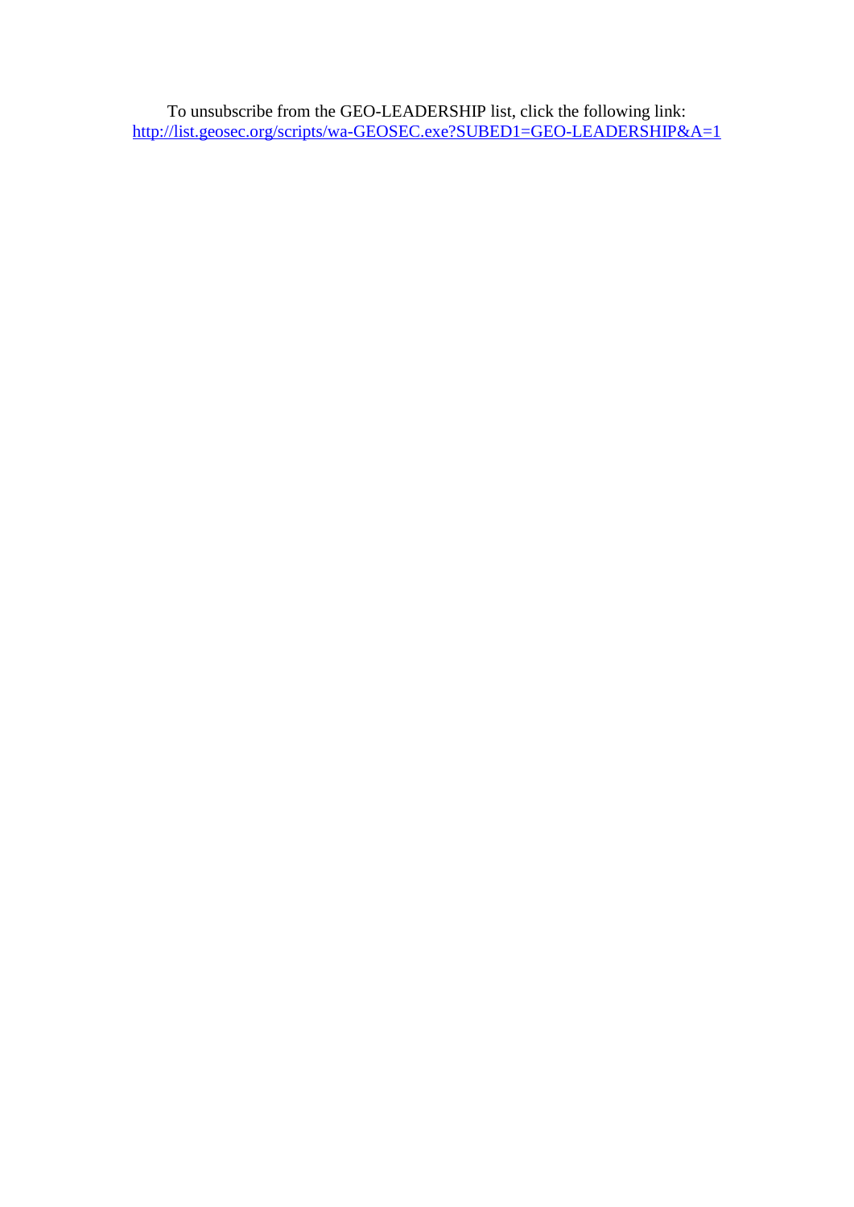To unsubscribe from the GEO-LEADERSHIP list, click the following link:
http://list.geosec.org/scripts/wa-GEOSEC.exe?SUBED1=GEO-LEADERSHIP&A=1